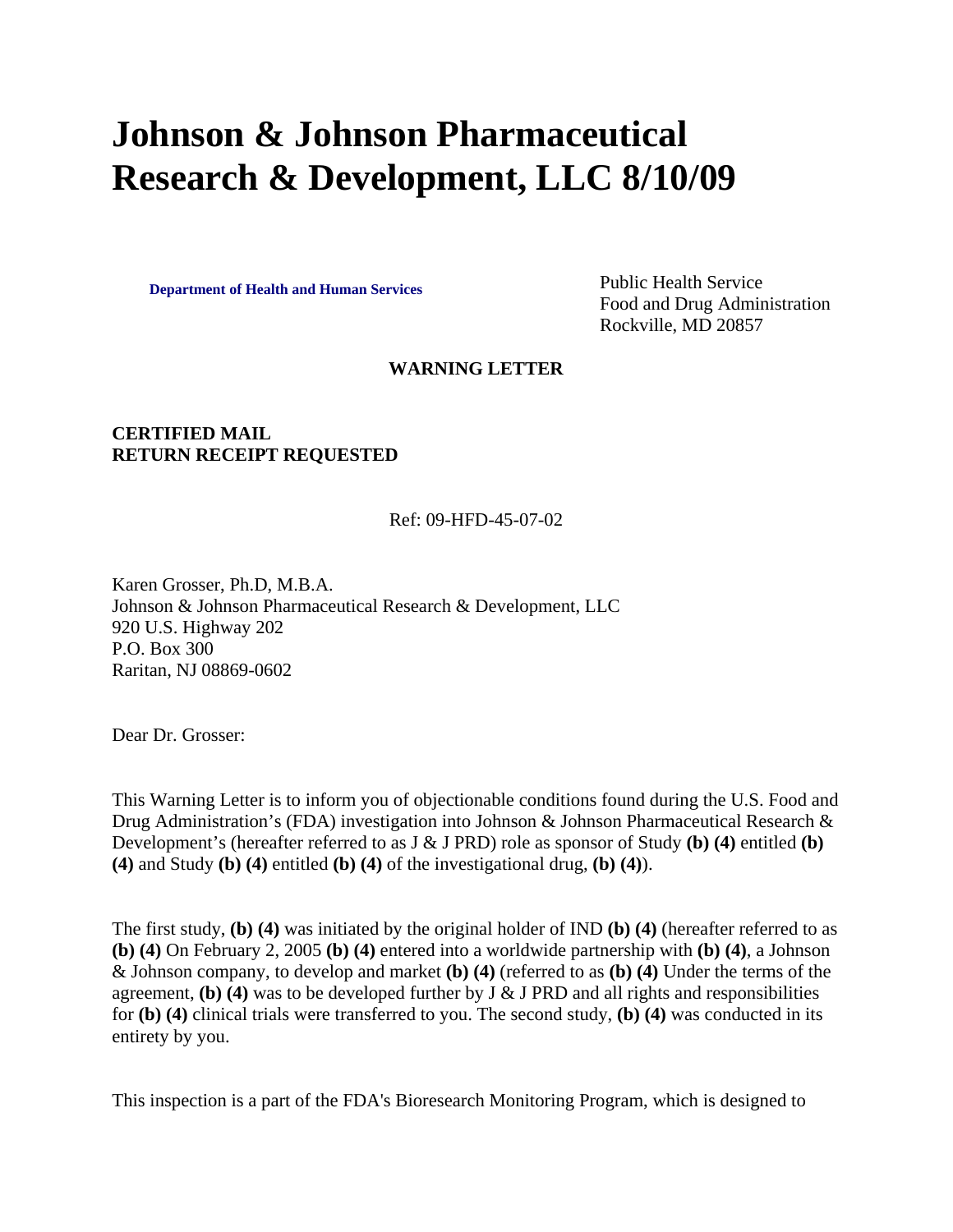# Johnson & Johnson Pharmaceutical Research & Development, LLC 8/10/09

**Department of Health and Human Services**

Public Health Service
Food and Drug Administration
Rockville, MD 20857

**WARNING LETTER**

**CERTIFIED MAIL**
**RETURN RECEIPT REQUESTED**

Ref: 09-HFD-45-07-02

Karen Grosser, Ph.D, M.B.A.
Johnson & Johnson Pharmaceutical Research & Development, LLC
920 U.S. Highway 202
P.O. Box 300
Raritan, NJ 08869-0602

Dear Dr. Grosser:

This Warning Letter is to inform you of objectionable conditions found during the U.S. Food and Drug Administration's (FDA) investigation into Johnson & Johnson Pharmaceutical Research & Development's (hereafter referred to as J & J PRD) role as sponsor of Study **(b) (4)** entitled **(b) (4)** and Study **(b) (4)** entitled **(b) (4)** of the investigational drug, **(b) (4)**).

The first study, **(b) (4)** was initiated by the original holder of IND **(b) (4)** (hereafter referred to as **(b) (4)** On February 2, 2005 **(b) (4)** entered into a worldwide partnership with **(b) (4)**, a Johnson & Johnson company, to develop and market **(b) (4)** (referred to as **(b) (4)** Under the terms of the agreement, **(b) (4)** was to be developed further by J & J PRD and all rights and responsibilities for **(b) (4)** clinical trials were transferred to you. The second study, **(b) (4)** was conducted in its entirety by you.

This inspection is a part of the FDA's Bioresearch Monitoring Program, which is designed to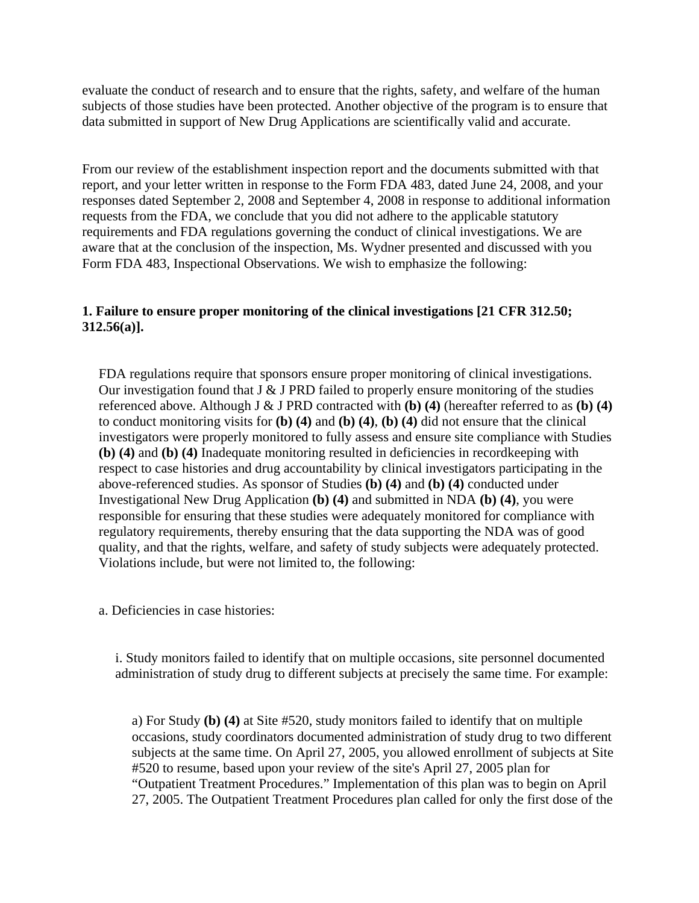evaluate the conduct of research and to ensure that the rights, safety, and welfare of the human subjects of those studies have been protected. Another objective of the program is to ensure that data submitted in support of New Drug Applications are scientifically valid and accurate.

From our review of the establishment inspection report and the documents submitted with that report, and your letter written in response to the Form FDA 483, dated June 24, 2008, and your responses dated September 2, 2008 and September 4, 2008 in response to additional information requests from the FDA, we conclude that you did not adhere to the applicable statutory requirements and FDA regulations governing the conduct of clinical investigations. We are aware that at the conclusion of the inspection, Ms. Wydner presented and discussed with you Form FDA 483, Inspectional Observations. We wish to emphasize the following:

**1. Failure to ensure proper monitoring of the clinical investigations [21 CFR 312.50; 312.56(a)].**

FDA regulations require that sponsors ensure proper monitoring of clinical investigations. Our investigation found that J & J PRD failed to properly ensure monitoring of the studies referenced above. Although J & J PRD contracted with **(b) (4)** (hereafter referred to as **(b) (4)** to conduct monitoring visits for **(b) (4)** and **(b) (4)**, **(b) (4)** did not ensure that the clinical investigators were properly monitored to fully assess and ensure site compliance with Studies **(b) (4)** and **(b) (4)** Inadequate monitoring resulted in deficiencies in recordkeeping with respect to case histories and drug accountability by clinical investigators participating in the above-referenced studies. As sponsor of Studies **(b) (4)** and **(b) (4)** conducted under Investigational New Drug Application **(b) (4)** and submitted in NDA **(b) (4)**, you were responsible for ensuring that these studies were adequately monitored for compliance with regulatory requirements, thereby ensuring that the data supporting the NDA was of good quality, and that the rights, welfare, and safety of study subjects were adequately protected. Violations include, but were not limited to, the following:

a. Deficiencies in case histories:

i. Study monitors failed to identify that on multiple occasions, site personnel documented administration of study drug to different subjects at precisely the same time. For example:

a) For Study **(b) (4)** at Site #520, study monitors failed to identify that on multiple occasions, study coordinators documented administration of study drug to two different subjects at the same time. On April 27, 2005, you allowed enrollment of subjects at Site #520 to resume, based upon your review of the site's April 27, 2005 plan for "Outpatient Treatment Procedures." Implementation of this plan was to begin on April 27, 2005. The Outpatient Treatment Procedures plan called for only the first dose of the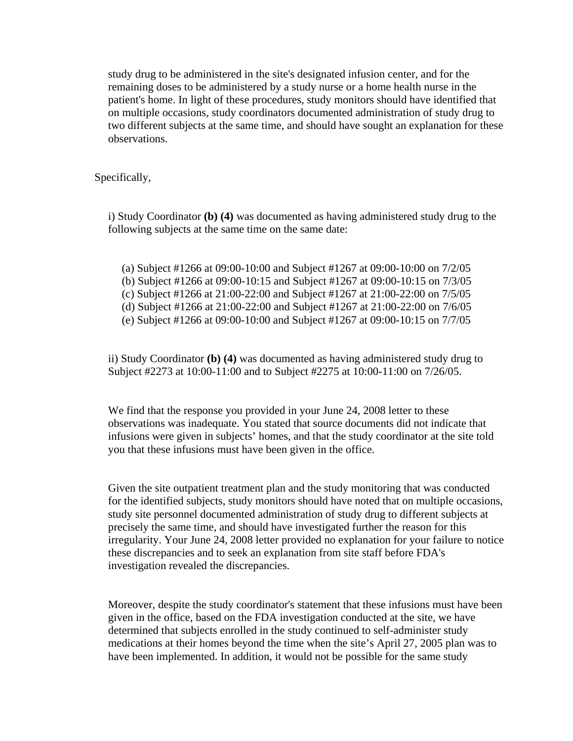study drug to be administered in the site's designated infusion center, and for the remaining doses to be administered by a study nurse or a home health nurse in the patient's home. In light of these procedures, study monitors should have identified that on multiple occasions, study coordinators documented administration of study drug to two different subjects at the same time, and should have sought an explanation for these observations.

Specifically,

i) Study Coordinator **(b) (4)** was documented as having administered study drug to the following subjects at the same time on the same date:

(a) Subject #1266 at 09:00-10:00 and Subject #1267 at 09:00-10:00 on 7/2/05
(b) Subject #1266 at 09:00-10:15 and Subject #1267 at 09:00-10:15 on 7/3/05
(c) Subject #1266 at 21:00-22:00 and Subject #1267 at 21:00-22:00 on 7/5/05
(d) Subject #1266 at 21:00-22:00 and Subject #1267 at 21:00-22:00 on 7/6/05
(e) Subject #1266 at 09:00-10:00 and Subject #1267 at 09:00-10:15 on 7/7/05

ii) Study Coordinator **(b) (4)** was documented as having administered study drug to Subject #2273 at 10:00-11:00 and to Subject #2275 at 10:00-11:00 on 7/26/05.

We find that the response you provided in your June 24, 2008 letter to these observations was inadequate. You stated that source documents did not indicate that infusions were given in subjects' homes, and that the study coordinator at the site told you that these infusions must have been given in the office.

Given the site outpatient treatment plan and the study monitoring that was conducted for the identified subjects, study monitors should have noted that on multiple occasions, study site personnel documented administration of study drug to different subjects at precisely the same time, and should have investigated further the reason for this irregularity. Your June 24, 2008 letter provided no explanation for your failure to notice these discrepancies and to seek an explanation from site staff before FDA's investigation revealed the discrepancies.

Moreover, despite the study coordinator's statement that these infusions must have been given in the office, based on the FDA investigation conducted at the site, we have determined that subjects enrolled in the study continued to self-administer study medications at their homes beyond the time when the site's April 27, 2005 plan was to have been implemented. In addition, it would not be possible for the same study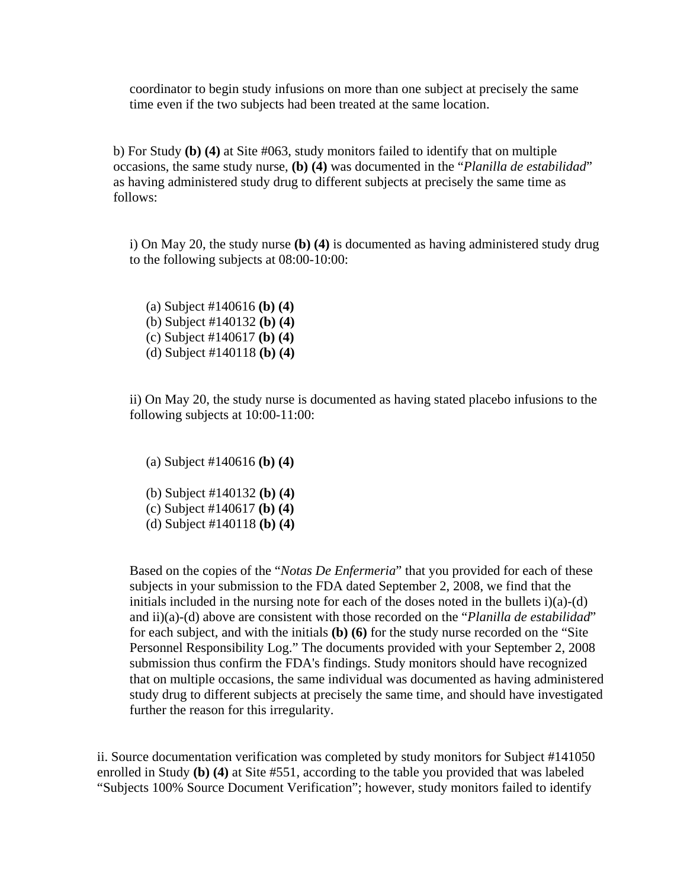coordinator to begin study infusions on more than one subject at precisely the same time even if the two subjects had been treated at the same location.

b) For Study **(b) (4)** at Site #063, study monitors failed to identify that on multiple occasions, the same study nurse, **(b) (4)** was documented in the "*Planilla de estabilidad*" as having administered study drug to different subjects at precisely the same time as follows:

i) On May 20, the study nurse **(b) (4)** is documented as having administered study drug to the following subjects at 08:00-10:00:

(a) Subject #140616 **(b) (4)**
(b) Subject #140132 **(b) (4)**
(c) Subject #140617 **(b) (4)**
(d) Subject #140118 **(b) (4)**

ii) On May 20, the study nurse is documented as having stated placebo infusions to the following subjects at 10:00-11:00:

(a) Subject #140616 **(b) (4)**

(b) Subject #140132 **(b) (4)**
(c) Subject #140617 **(b) (4)**
(d) Subject #140118 **(b) (4)**

Based on the copies of the "*Notas De Enfermeria*" that you provided for each of these subjects in your submission to the FDA dated September 2, 2008, we find that the initials included in the nursing note for each of the doses noted in the bullets i)(a)-(d) and ii)(a)-(d) above are consistent with those recorded on the "*Planilla de estabilidad*" for each subject, and with the initials **(b) (6)** for the study nurse recorded on the "Site Personnel Responsibility Log." The documents provided with your September 2, 2008 submission thus confirm the FDA's findings. Study monitors should have recognized that on multiple occasions, the same individual was documented as having administered study drug to different subjects at precisely the same time, and should have investigated further the reason for this irregularity.

ii. Source documentation verification was completed by study monitors for Subject #141050 enrolled in Study **(b) (4)** at Site #551, according to the table you provided that was labeled "Subjects 100% Source Document Verification"; however, study monitors failed to identify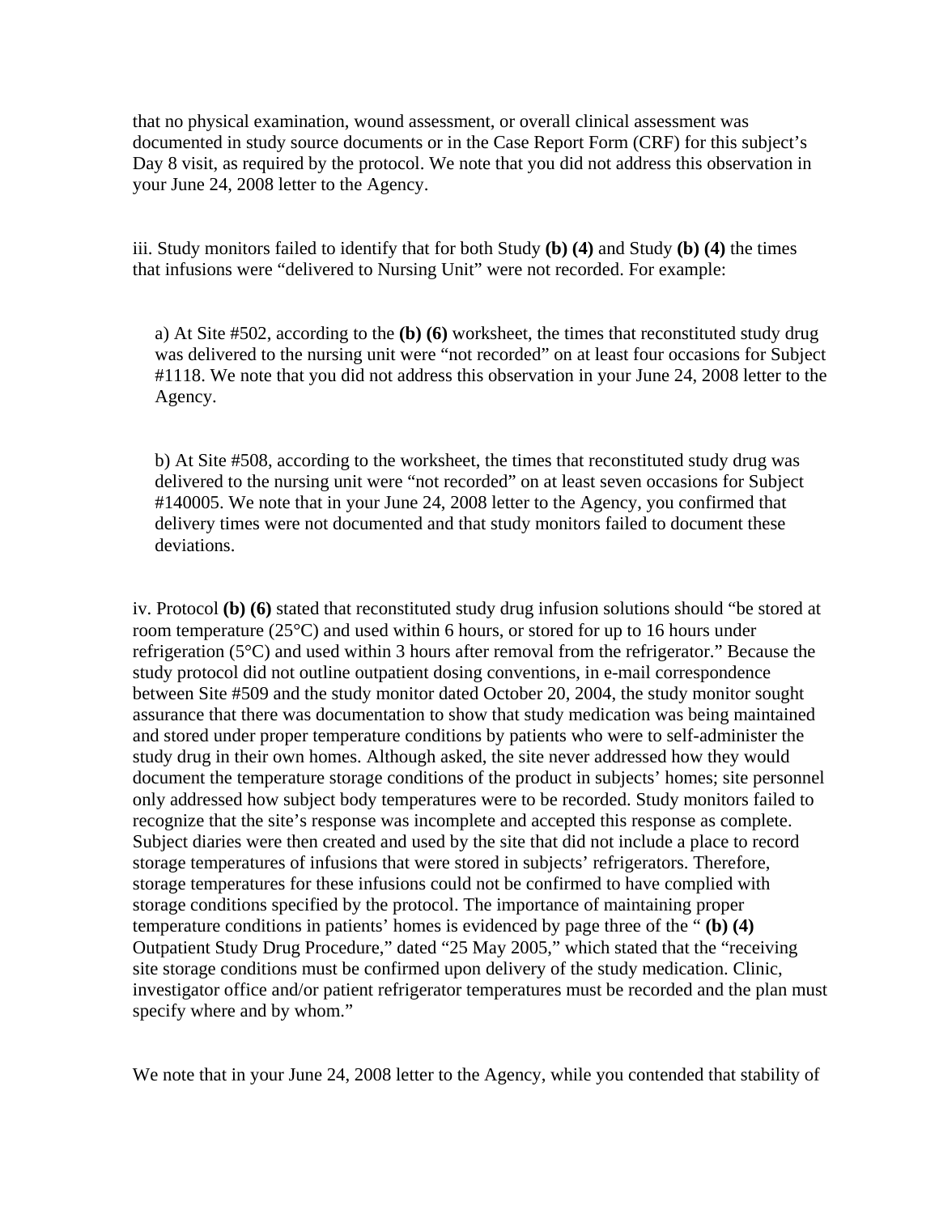that no physical examination, wound assessment, or overall clinical assessment was documented in study source documents or in the Case Report Form (CRF) for this subject's Day 8 visit, as required by the protocol. We note that you did not address this observation in your June 24, 2008 letter to the Agency.

iii. Study monitors failed to identify that for both Study **(b) (4)** and Study **(b) (4)** the times that infusions were "delivered to Nursing Unit" were not recorded. For example:

a) At Site #502, according to the **(b) (6)** worksheet, the times that reconstituted study drug was delivered to the nursing unit were "not recorded" on at least four occasions for Subject #1118. We note that you did not address this observation in your June 24, 2008 letter to the Agency.

b) At Site #508, according to the worksheet, the times that reconstituted study drug was delivered to the nursing unit were "not recorded" on at least seven occasions for Subject #140005. We note that in your June 24, 2008 letter to the Agency, you confirmed that delivery times were not documented and that study monitors failed to document these deviations.

iv. Protocol **(b) (6)** stated that reconstituted study drug infusion solutions should "be stored at room temperature (25°C) and used within 6 hours, or stored for up to 16 hours under refrigeration (5°C) and used within 3 hours after removal from the refrigerator." Because the study protocol did not outline outpatient dosing conventions, in e-mail correspondence between Site #509 and the study monitor dated October 20, 2004, the study monitor sought assurance that there was documentation to show that study medication was being maintained and stored under proper temperature conditions by patients who were to self-administer the study drug in their own homes. Although asked, the site never addressed how they would document the temperature storage conditions of the product in subjects' homes; site personnel only addressed how subject body temperatures were to be recorded. Study monitors failed to recognize that the site's response was incomplete and accepted this response as complete. Subject diaries were then created and used by the site that did not include a place to record storage temperatures of infusions that were stored in subjects' refrigerators. Therefore, storage temperatures for these infusions could not be confirmed to have complied with storage conditions specified by the protocol. The importance of maintaining proper temperature conditions in patients' homes is evidenced by page three of the " **(b) (4)** Outpatient Study Drug Procedure," dated "25 May 2005," which stated that the "receiving site storage conditions must be confirmed upon delivery of the study medication. Clinic, investigator office and/or patient refrigerator temperatures must be recorded and the plan must specify where and by whom."

We note that in your June 24, 2008 letter to the Agency, while you contended that stability of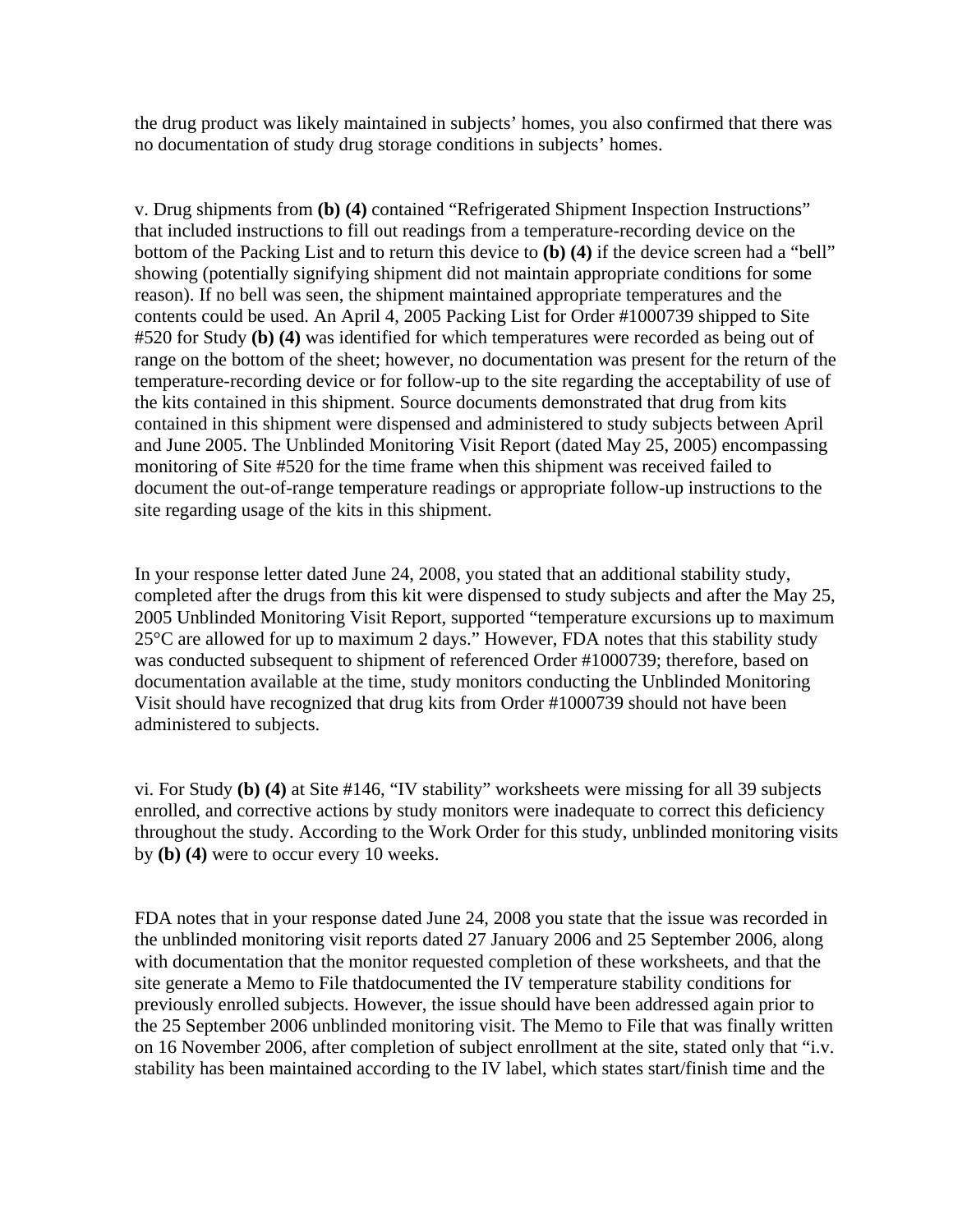the drug product was likely maintained in subjects' homes, you also confirmed that there was no documentation of study drug storage conditions in subjects' homes.

v. Drug shipments from **(b) (4)** contained "Refrigerated Shipment Inspection Instructions" that included instructions to fill out readings from a temperature-recording device on the bottom of the Packing List and to return this device to **(b) (4)** if the device screen had a "bell" showing (potentially signifying shipment did not maintain appropriate conditions for some reason). If no bell was seen, the shipment maintained appropriate temperatures and the contents could be used. An April 4, 2005 Packing List for Order #1000739 shipped to Site #520 for Study **(b) (4)** was identified for which temperatures were recorded as being out of range on the bottom of the sheet; however, no documentation was present for the return of the temperature-recording device or for follow-up to the site regarding the acceptability of use of the kits contained in this shipment. Source documents demonstrated that drug from kits contained in this shipment were dispensed and administered to study subjects between April and June 2005. The Unblinded Monitoring Visit Report (dated May 25, 2005) encompassing monitoring of Site #520 for the time frame when this shipment was received failed to document the out-of-range temperature readings or appropriate follow-up instructions to the site regarding usage of the kits in this shipment.

In your response letter dated June 24, 2008, you stated that an additional stability study, completed after the drugs from this kit were dispensed to study subjects and after the May 25, 2005 Unblinded Monitoring Visit Report, supported "temperature excursions up to maximum 25°C are allowed for up to maximum 2 days." However, FDA notes that this stability study was conducted subsequent to shipment of referenced Order #1000739; therefore, based on documentation available at the time, study monitors conducting the Unblinded Monitoring Visit should have recognized that drug kits from Order #1000739 should not have been administered to subjects.

vi. For Study **(b) (4)** at Site #146, "IV stability" worksheets were missing for all 39 subjects enrolled, and corrective actions by study monitors were inadequate to correct this deficiency throughout the study. According to the Work Order for this study, unblinded monitoring visits by **(b) (4)** were to occur every 10 weeks.

FDA notes that in your response dated June 24, 2008 you state that the issue was recorded in the unblinded monitoring visit reports dated 27 January 2006 and 25 September 2006, along with documentation that the monitor requested completion of these worksheets, and that the site generate a Memo to File thatdocumented the IV temperature stability conditions for previously enrolled subjects. However, the issue should have been addressed again prior to the 25 September 2006 unblinded monitoring visit. The Memo to File that was finally written on 16 November 2006, after completion of subject enrollment at the site, stated only that "i.v. stability has been maintained according to the IV label, which states start/finish time and the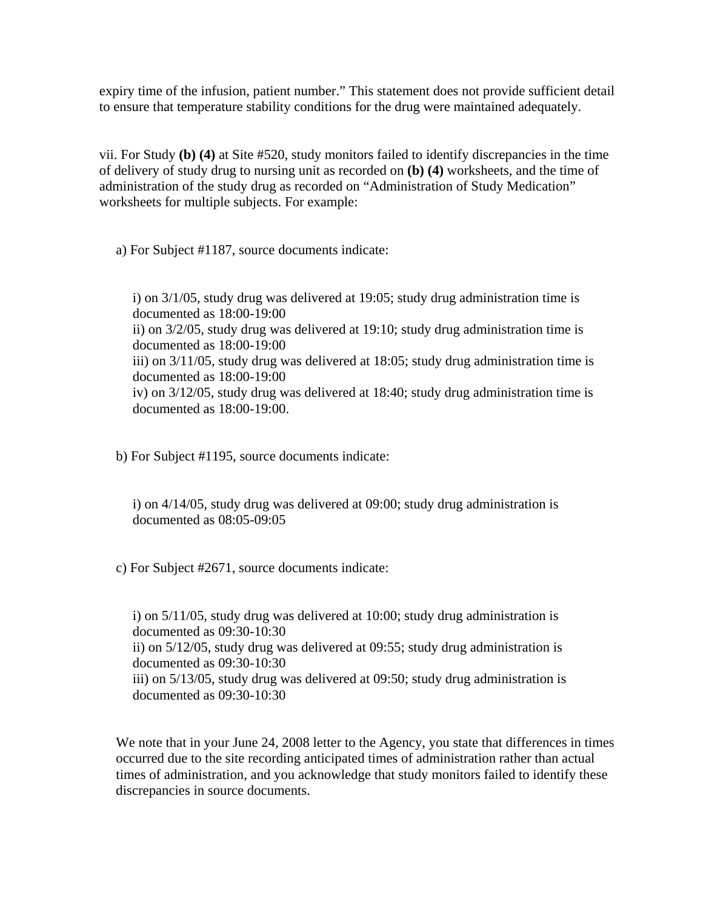expiry time of the infusion, patient number." This statement does not provide sufficient detail to ensure that temperature stability conditions for the drug were maintained adequately.

vii. For Study **(b) (4)** at Site #520, study monitors failed to identify discrepancies in the time of delivery of study drug to nursing unit as recorded on **(b) (4)** worksheets, and the time of administration of the study drug as recorded on "Administration of Study Medication" worksheets for multiple subjects. For example:

a) For Subject #1187, source documents indicate:

i) on 3/1/05, study drug was delivered at 19:05; study drug administration time is documented as 18:00-19:00
ii) on 3/2/05, study drug was delivered at 19:10; study drug administration time is documented as 18:00-19:00
iii) on 3/11/05, study drug was delivered at 18:05; study drug administration time is documented as 18:00-19:00
iv) on 3/12/05, study drug was delivered at 18:40; study drug administration time is documented as 18:00-19:00.

b) For Subject #1195, source documents indicate:

i) on 4/14/05, study drug was delivered at 09:00; study drug administration is documented as 08:05-09:05

c) For Subject #2671, source documents indicate:

i) on 5/11/05, study drug was delivered at 10:00; study drug administration is documented as 09:30-10:30
ii) on 5/12/05, study drug was delivered at 09:55; study drug administration is documented as 09:30-10:30
iii) on 5/13/05, study drug was delivered at 09:50; study drug administration is documented as 09:30-10:30

We note that in your June 24, 2008 letter to the Agency, you state that differences in times occurred due to the site recording anticipated times of administration rather than actual times of administration, and you acknowledge that study monitors failed to identify these discrepancies in source documents.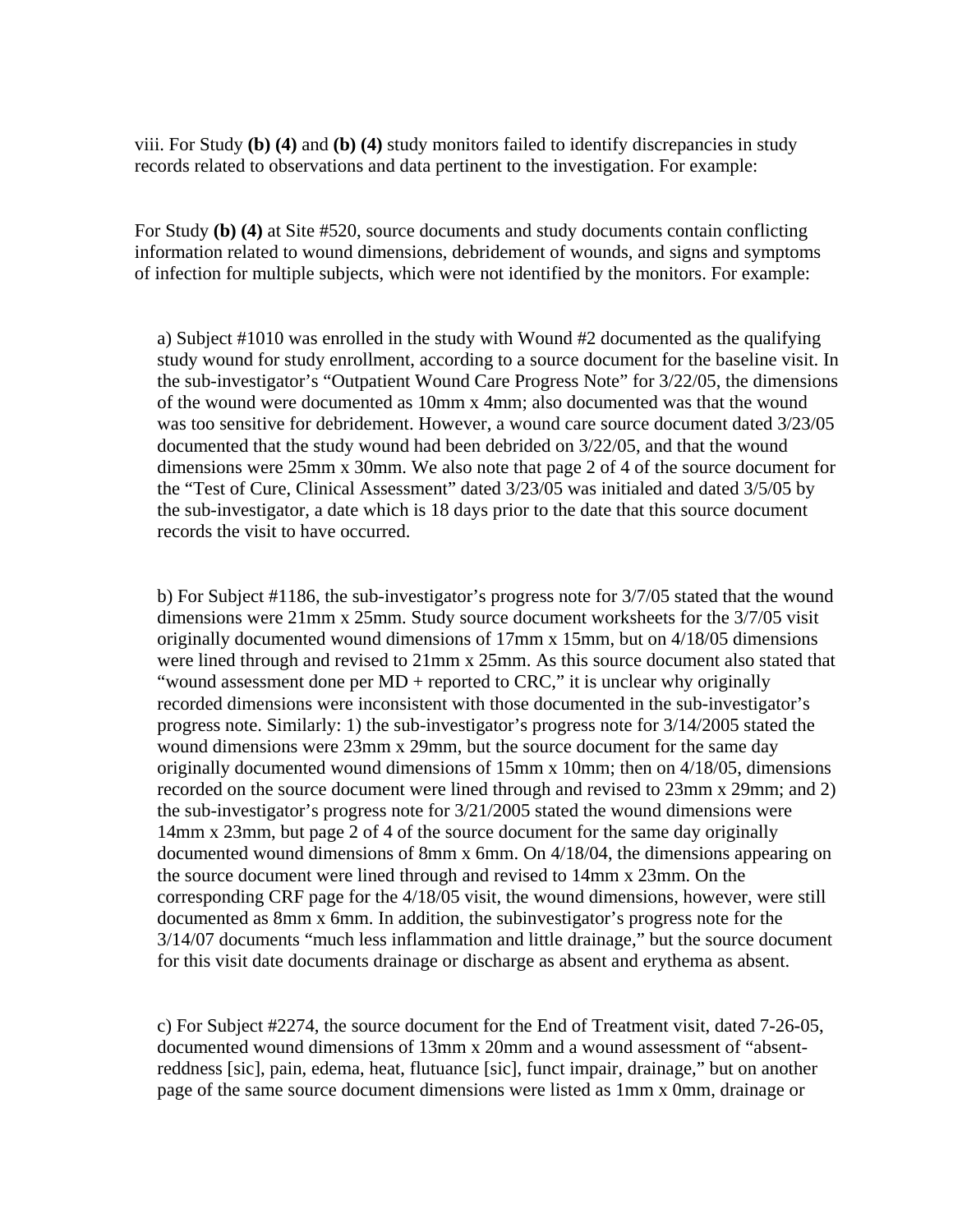viii. For Study **(b) (4)** and **(b) (4)** study monitors failed to identify discrepancies in study records related to observations and data pertinent to the investigation. For example:

For Study **(b) (4)** at Site #520, source documents and study documents contain conflicting information related to wound dimensions, debridement of wounds, and signs and symptoms of infection for multiple subjects, which were not identified by the monitors. For example:

a) Subject #1010 was enrolled in the study with Wound #2 documented as the qualifying study wound for study enrollment, according to a source document for the baseline visit. In the sub-investigator's "Outpatient Wound Care Progress Note" for 3/22/05, the dimensions of the wound were documented as 10mm x 4mm; also documented was that the wound was too sensitive for debridement. However, a wound care source document dated 3/23/05 documented that the study wound had been debrided on 3/22/05, and that the wound dimensions were 25mm x 30mm. We also note that page 2 of 4 of the source document for the "Test of Cure, Clinical Assessment" dated 3/23/05 was initialed and dated 3/5/05 by the sub-investigator, a date which is 18 days prior to the date that this source document records the visit to have occurred.

b) For Subject #1186, the sub-investigator's progress note for 3/7/05 stated that the wound dimensions were 21mm x 25mm. Study source document worksheets for the 3/7/05 visit originally documented wound dimensions of 17mm x 15mm, but on 4/18/05 dimensions were lined through and revised to 21mm x 25mm. As this source document also stated that "wound assessment done per MD + reported to CRC," it is unclear why originally recorded dimensions were inconsistent with those documented in the sub-investigator's progress note. Similarly: 1) the sub-investigator's progress note for 3/14/2005 stated the wound dimensions were 23mm x 29mm, but the source document for the same day originally documented wound dimensions of 15mm x 10mm; then on 4/18/05, dimensions recorded on the source document were lined through and revised to 23mm x 29mm; and 2) the sub-investigator's progress note for 3/21/2005 stated the wound dimensions were 14mm x 23mm, but page 2 of 4 of the source document for the same day originally documented wound dimensions of 8mm x 6mm. On 4/18/04, the dimensions appearing on the source document were lined through and revised to 14mm x 23mm. On the corresponding CRF page for the 4/18/05 visit, the wound dimensions, however, were still documented as 8mm x 6mm. In addition, the subinvestigator's progress note for the 3/14/07 documents "much less inflammation and little drainage," but the source document for this visit date documents drainage or discharge as absent and erythema as absent.

c) For Subject #2274, the source document for the End of Treatment visit, dated 7-26-05, documented wound dimensions of 13mm x 20mm and a wound assessment of "absent-reddness [sic], pain, edema, heat, flutuance [sic], funct impair, drainage," but on another page of the same source document dimensions were listed as 1mm x 0mm, drainage or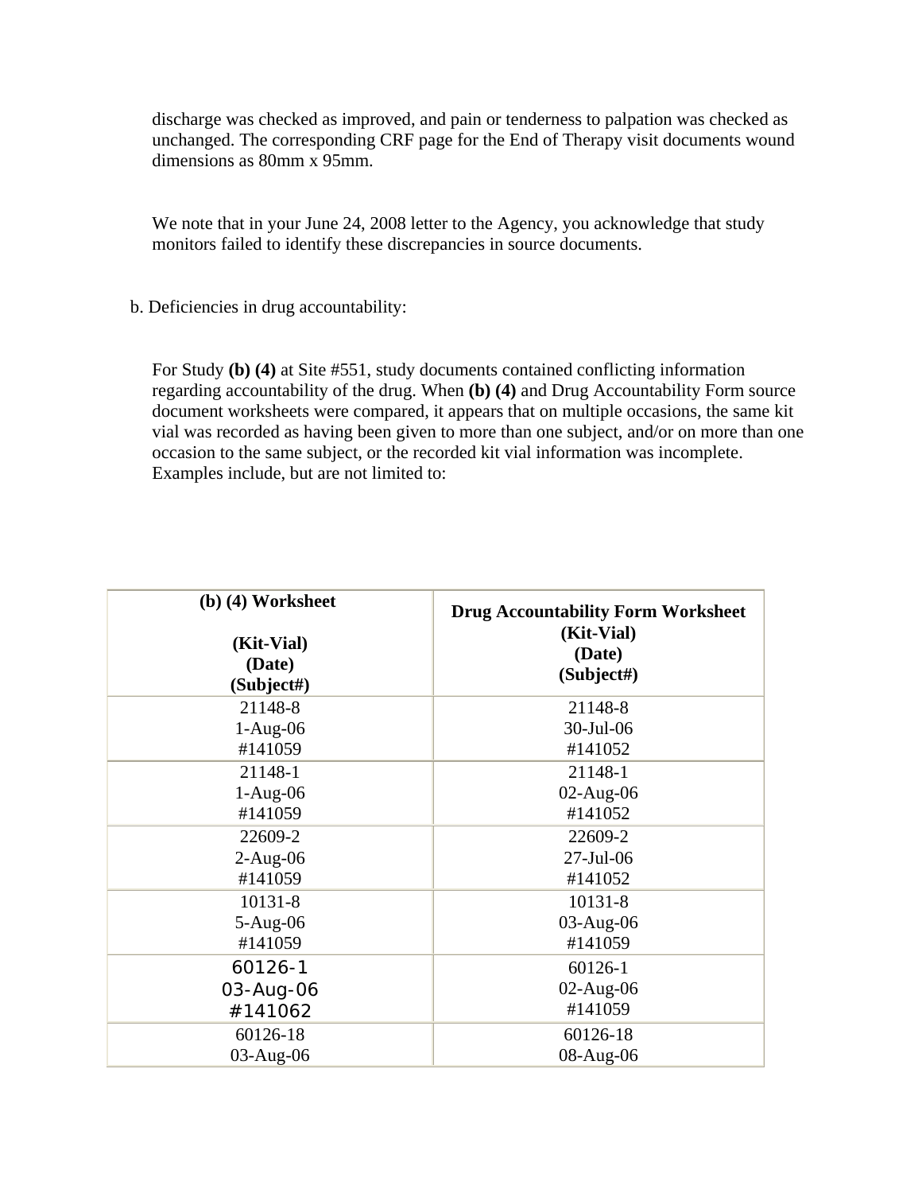discharge was checked as improved, and pain or tenderness to palpation was checked as unchanged. The corresponding CRF page for the End of Therapy visit documents wound dimensions as 80mm x 95mm.

We note that in your June 24, 2008 letter to the Agency, you acknowledge that study monitors failed to identify these discrepancies in source documents.

b. Deficiencies in drug accountability:

For Study **(b) (4)** at Site #551, study documents contained conflicting information regarding accountability of the drug. When **(b) (4)** and Drug Accountability Form source document worksheets were compared, it appears that on multiple occasions, the same kit vial was recorded as having been given to more than one subject, and/or on more than one occasion to the same subject, or the recorded kit vial information was incomplete. Examples include, but are not limited to:

| **(b) (4) Worksheet**<br><br>**(Kit-Vial)**<br>**(Date)**<br>**(Subject#)** | **Drug Accountability Form Worksheet**<br>**(Kit-Vial)**<br>**(Date)**<br>**(Subject#)** |
|---|---|
| 21148-8<br>1-Aug-06<br>#141059 | 21148-8<br>30-Jul-06<br>#141052 |
| 21148-1<br>1-Aug-06<br>#141059 | 21148-1<br>02-Aug-06<br>#141052 |
| 22609-2<br>2-Aug-06<br>#141059 | 22609-2<br>27-Jul-06<br>#141052 |
| 10131-8<br>5-Aug-06<br>#141059 | 10131-8<br>03-Aug-06<br>#141059 |
| 60126-1<br>03-Aug-06<br>#141062 | 60126-1<br>02-Aug-06<br>#141059 |
| 60126-18<br>03-Aug-06 | 60126-18<br>08-Aug-06 |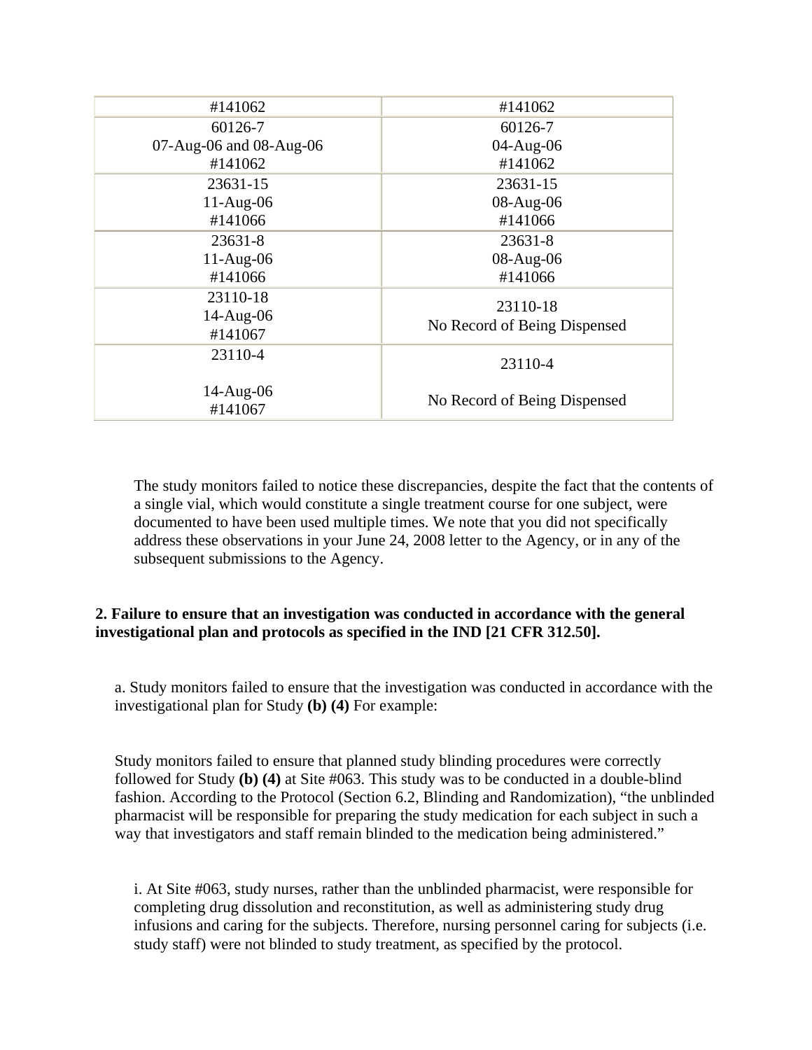| #141062 | #141062 |
|---|---|
| 60126-7<br>07-Aug-06 and 08-Aug-06<br>#141062 | 60126-7<br>04-Aug-06<br>#141062 |
| 23631-15<br>11-Aug-06<br>#141066 | 23631-15<br>08-Aug-06<br>#141066 |
| 23631-8<br>11-Aug-06<br>#141066 | 23631-8<br>08-Aug-06<br>#141066 |
| 23110-18<br>14-Aug-06<br>#141067 | 23110-18<br>No Record of Being Dispensed |
| 23110-4<br>14-Aug-06<br>#141067 | 23110-4<br>No Record of Being Dispensed |

The study monitors failed to notice these discrepancies, despite the fact that the contents of a single vial, which would constitute a single treatment course for one subject, were documented to have been used multiple times. We note that you did not specifically address these observations in your June 24, 2008 letter to the Agency, or in any of the subsequent submissions to the Agency.

**2. Failure to ensure that an investigation was conducted in accordance with the general investigational plan and protocols as specified in the IND [21 CFR 312.50].**

a. Study monitors failed to ensure that the investigation was conducted in accordance with the investigational plan for Study **(b) (4)** For example:

Study monitors failed to ensure that planned study blinding procedures were correctly followed for Study **(b) (4)** at Site #063. This study was to be conducted in a double-blind fashion. According to the Protocol (Section 6.2, Blinding and Randomization), "the unblinded pharmacist will be responsible for preparing the study medication for each subject in such a way that investigators and staff remain blinded to the medication being administered."

i. At Site #063, study nurses, rather than the unblinded pharmacist, were responsible for completing drug dissolution and reconstitution, as well as administering study drug infusions and caring for the subjects. Therefore, nursing personnel caring for subjects (i.e. study staff) were not blinded to study treatment, as specified by the protocol.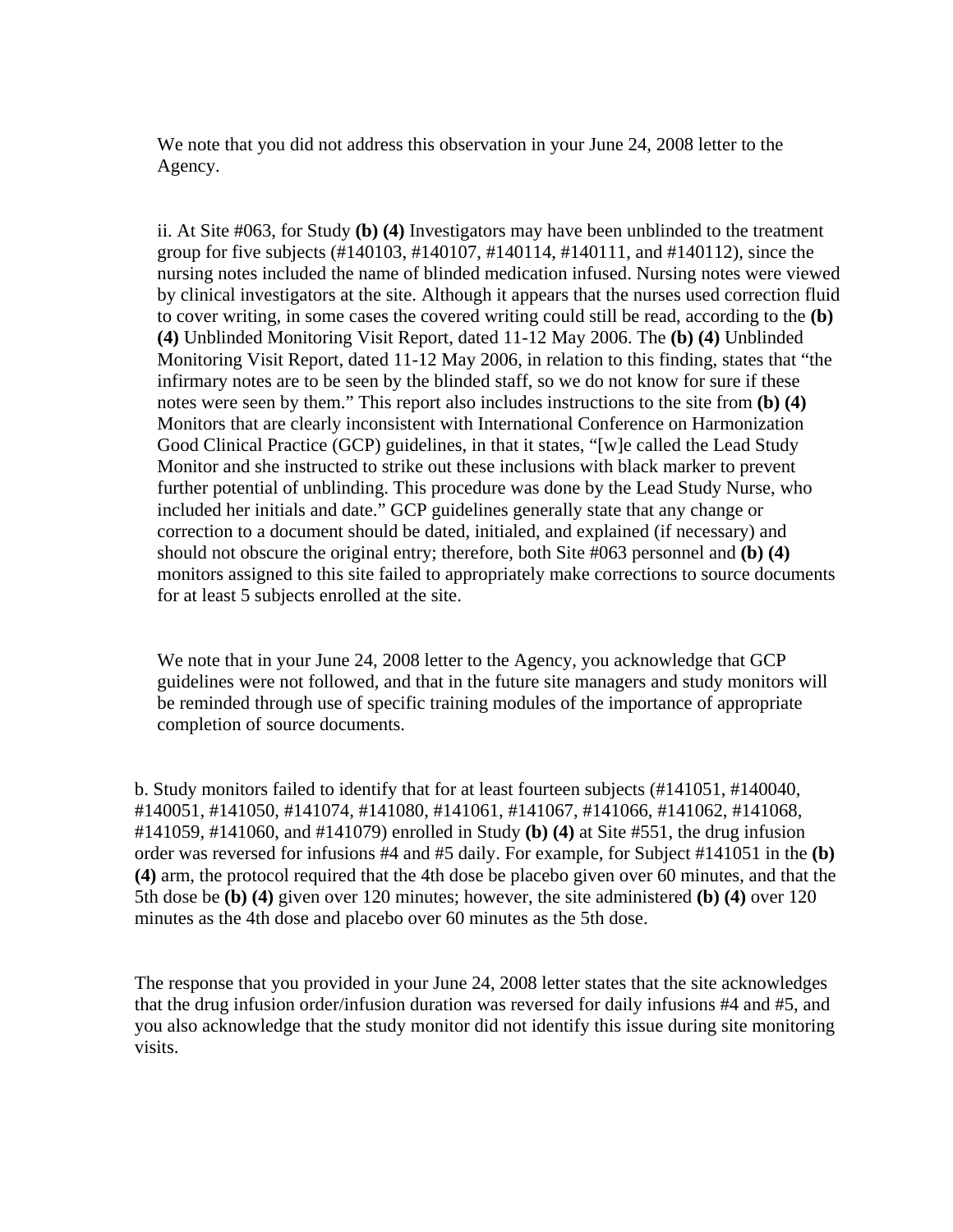We note that you did not address this observation in your June 24, 2008 letter to the Agency.

ii. At Site #063, for Study **(b) (4)** Investigators may have been unblinded to the treatment group for five subjects (#140103, #140107, #140114, #140111, and #140112), since the nursing notes included the name of blinded medication infused. Nursing notes were viewed by clinical investigators at the site. Although it appears that the nurses used correction fluid to cover writing, in some cases the covered writing could still be read, according to the **(b) (4)** Unblinded Monitoring Visit Report, dated 11-12 May 2006. The **(b) (4)** Unblinded Monitoring Visit Report, dated 11-12 May 2006, in relation to this finding, states that "the infirmary notes are to be seen by the blinded staff, so we do not know for sure if these notes were seen by them." This report also includes instructions to the site from **(b) (4)** Monitors that are clearly inconsistent with International Conference on Harmonization Good Clinical Practice (GCP) guidelines, in that it states, "[w]e called the Lead Study Monitor and she instructed to strike out these inclusions with black marker to prevent further potential of unblinding. This procedure was done by the Lead Study Nurse, who included her initials and date." GCP guidelines generally state that any change or correction to a document should be dated, initialed, and explained (if necessary) and should not obscure the original entry; therefore, both Site #063 personnel and **(b) (4)** monitors assigned to this site failed to appropriately make corrections to source documents for at least 5 subjects enrolled at the site.

We note that in your June 24, 2008 letter to the Agency, you acknowledge that GCP guidelines were not followed, and that in the future site managers and study monitors will be reminded through use of specific training modules of the importance of appropriate completion of source documents.

b. Study monitors failed to identify that for at least fourteen subjects (#141051, #140040, #140051, #141050, #141074, #141080, #141061, #141067, #141066, #141062, #141068, #141059, #141060, and #141079) enrolled in Study **(b) (4)** at Site #551, the drug infusion order was reversed for infusions #4 and #5 daily. For example, for Subject #141051 in the **(b) (4)** arm, the protocol required that the 4th dose be placebo given over 60 minutes, and that the 5th dose be **(b) (4)** given over 120 minutes; however, the site administered **(b) (4)** over 120 minutes as the 4th dose and placebo over 60 minutes as the 5th dose.

The response that you provided in your June 24, 2008 letter states that the site acknowledges that the drug infusion order/infusion duration was reversed for daily infusions #4 and #5, and you also acknowledge that the study monitor did not identify this issue during site monitoring visits.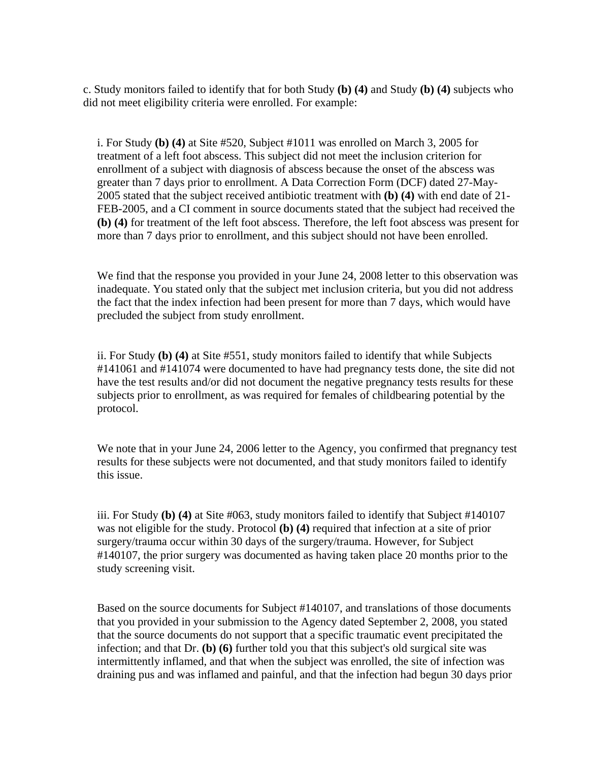c. Study monitors failed to identify that for both Study **(b) (4)** and Study **(b) (4)** subjects who did not meet eligibility criteria were enrolled. For example:

i. For Study **(b) (4)** at Site #520, Subject #1011 was enrolled on March 3, 2005 for treatment of a left foot abscess. This subject did not meet the inclusion criterion for enrollment of a subject with diagnosis of abscess because the onset of the abscess was greater than 7 days prior to enrollment. A Data Correction Form (DCF) dated 27-May-2005 stated that the subject received antibiotic treatment with **(b) (4)** with end date of 21-FEB-2005, and a CI comment in source documents stated that the subject had received the **(b) (4)** for treatment of the left foot abscess. Therefore, the left foot abscess was present for more than 7 days prior to enrollment, and this subject should not have been enrolled.

We find that the response you provided in your June 24, 2008 letter to this observation was inadequate. You stated only that the subject met inclusion criteria, but you did not address the fact that the index infection had been present for more than 7 days, which would have precluded the subject from study enrollment.

ii. For Study **(b) (4)** at Site #551, study monitors failed to identify that while Subjects #141061 and #141074 were documented to have had pregnancy tests done, the site did not have the test results and/or did not document the negative pregnancy tests results for these subjects prior to enrollment, as was required for females of childbearing potential by the protocol.

We note that in your June 24, 2006 letter to the Agency, you confirmed that pregnancy test results for these subjects were not documented, and that study monitors failed to identify this issue.

iii. For Study **(b) (4)** at Site #063, study monitors failed to identify that Subject #140107 was not eligible for the study. Protocol **(b) (4)** required that infection at a site of prior surgery/trauma occur within 30 days of the surgery/trauma. However, for Subject #140107, the prior surgery was documented as having taken place 20 months prior to the study screening visit.

Based on the source documents for Subject #140107, and translations of those documents that you provided in your submission to the Agency dated September 2, 2008, you stated that the source documents do not support that a specific traumatic event precipitated the infection; and that Dr. **(b) (6)** further told you that this subject's old surgical site was intermittently inflamed, and that when the subject was enrolled, the site of infection was draining pus and was inflamed and painful, and that the infection had begun 30 days prior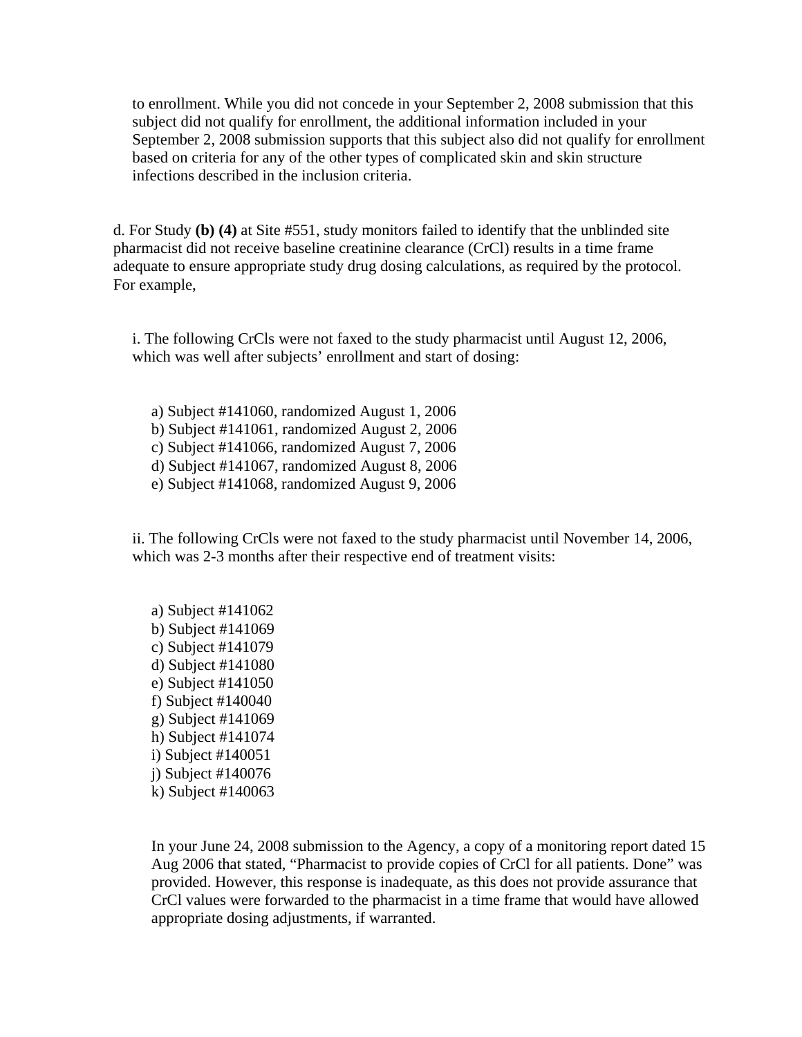to enrollment. While you did not concede in your September 2, 2008 submission that this subject did not qualify for enrollment, the additional information included in your September 2, 2008 submission supports that this subject also did not qualify for enrollment based on criteria for any of the other types of complicated skin and skin structure infections described in the inclusion criteria.

d. For Study **(b) (4)** at Site #551, study monitors failed to identify that the unblinded site pharmacist did not receive baseline creatinine clearance (CrCl) results in a time frame adequate to ensure appropriate study drug dosing calculations, as required by the protocol. For example,

i. The following CrCls were not faxed to the study pharmacist until August 12, 2006, which was well after subjects' enrollment and start of dosing:

a) Subject #141060, randomized August 1, 2006
b) Subject #141061, randomized August 2, 2006
c) Subject #141066, randomized August 7, 2006
d) Subject #141067, randomized August 8, 2006
e) Subject #141068, randomized August 9, 2006

ii. The following CrCls were not faxed to the study pharmacist until November 14, 2006, which was 2-3 months after their respective end of treatment visits:

a) Subject #141062
b) Subject #141069
c) Subject #141079
d) Subject #141080
e) Subject #141050
f) Subject #140040
g) Subject #141069
h) Subject #141074
i) Subject #140051
j) Subject #140076
k) Subject #140063

In your June 24, 2008 submission to the Agency, a copy of a monitoring report dated 15 Aug 2006 that stated, "Pharmacist to provide copies of CrCl for all patients. Done" was provided. However, this response is inadequate, as this does not provide assurance that CrCl values were forwarded to the pharmacist in a time frame that would have allowed appropriate dosing adjustments, if warranted.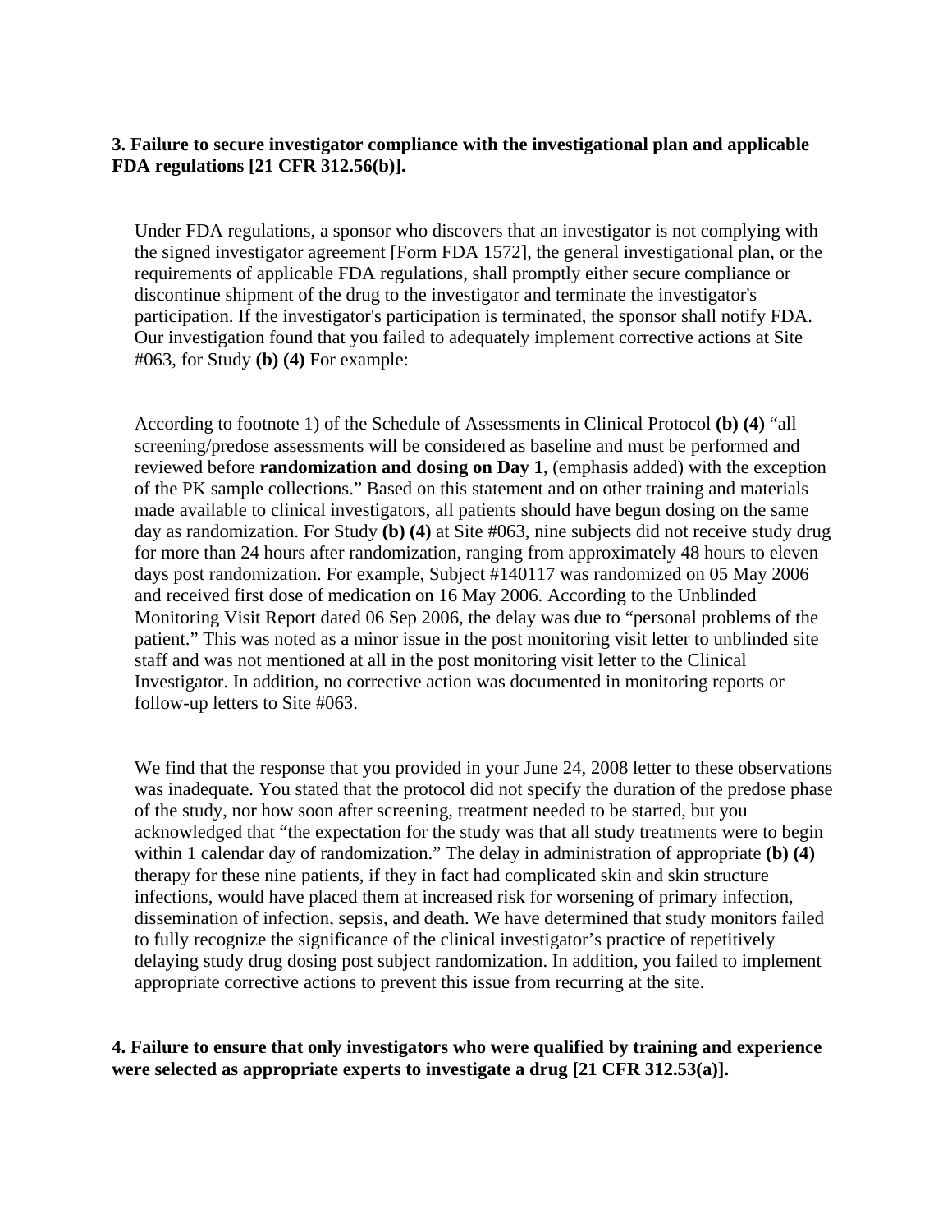**3. Failure to secure investigator compliance with the investigational plan and applicable FDA regulations [21 CFR 312.56(b)].**

Under FDA regulations, a sponsor who discovers that an investigator is not complying with the signed investigator agreement [Form FDA 1572], the general investigational plan, or the requirements of applicable FDA regulations, shall promptly either secure compliance or discontinue shipment of the drug to the investigator and terminate the investigator's participation. If the investigator's participation is terminated, the sponsor shall notify FDA. Our investigation found that you failed to adequately implement corrective actions at Site #063, for Study **(b) (4)** For example:

According to footnote 1) of the Schedule of Assessments in Clinical Protocol **(b) (4)** "all screening/predose assessments will be considered as baseline and must be performed and reviewed before **randomization and dosing on Day 1**, (emphasis added) with the exception of the PK sample collections." Based on this statement and on other training and materials made available to clinical investigators, all patients should have begun dosing on the same day as randomization. For Study **(b) (4)** at Site #063, nine subjects did not receive study drug for more than 24 hours after randomization, ranging from approximately 48 hours to eleven days post randomization. For example, Subject #140117 was randomized on 05 May 2006 and received first dose of medication on 16 May 2006. According to the Unblinded Monitoring Visit Report dated 06 Sep 2006, the delay was due to "personal problems of the patient." This was noted as a minor issue in the post monitoring visit letter to unblinded site staff and was not mentioned at all in the post monitoring visit letter to the Clinical Investigator. In addition, no corrective action was documented in monitoring reports or follow-up letters to Site #063.

We find that the response that you provided in your June 24, 2008 letter to these observations was inadequate. You stated that the protocol did not specify the duration of the predose phase of the study, nor how soon after screening, treatment needed to be started, but you acknowledged that "the expectation for the study was that all study treatments were to begin within 1 calendar day of randomization." The delay in administration of appropriate **(b) (4)** therapy for these nine patients, if they in fact had complicated skin and skin structure infections, would have placed them at increased risk for worsening of primary infection, dissemination of infection, sepsis, and death. We have determined that study monitors failed to fully recognize the significance of the clinical investigator's practice of repetitively delaying study drug dosing post subject randomization. In addition, you failed to implement appropriate corrective actions to prevent this issue from recurring at the site.

**4. Failure to ensure that only investigators who were qualified by training and experience were selected as appropriate experts to investigate a drug [21 CFR 312.53(a)].**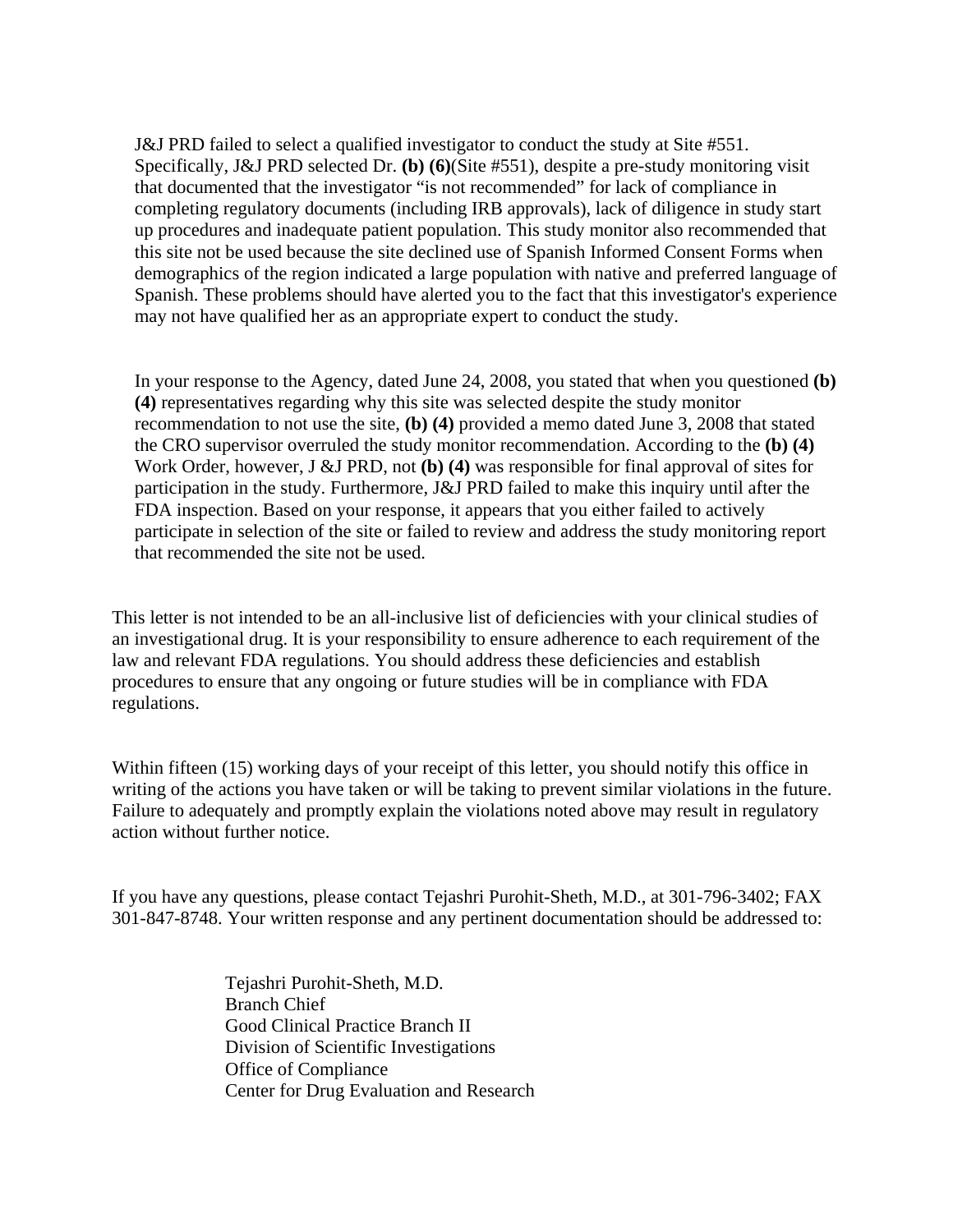J&J PRD failed to select a qualified investigator to conduct the study at Site #551. Specifically, J&J PRD selected Dr. **(b) (6)**(Site #551), despite a pre-study monitoring visit that documented that the investigator "is not recommended" for lack of compliance in completing regulatory documents (including IRB approvals), lack of diligence in study start up procedures and inadequate patient population. This study monitor also recommended that this site not be used because the site declined use of Spanish Informed Consent Forms when demographics of the region indicated a large population with native and preferred language of Spanish. These problems should have alerted you to the fact that this investigator's experience may not have qualified her as an appropriate expert to conduct the study.

In your response to the Agency, dated June 24, 2008, you stated that when you questioned **(b) (4)** representatives regarding why this site was selected despite the study monitor recommendation to not use the site, **(b) (4)** provided a memo dated June 3, 2008 that stated the CRO supervisor overruled the study monitor recommendation. According to the **(b) (4)** Work Order, however, J &J PRD, not **(b) (4)** was responsible for final approval of sites for participation in the study. Furthermore, J&J PRD failed to make this inquiry until after the FDA inspection. Based on your response, it appears that you either failed to actively participate in selection of the site or failed to review and address the study monitoring report that recommended the site not be used.

This letter is not intended to be an all-inclusive list of deficiencies with your clinical studies of an investigational drug. It is your responsibility to ensure adherence to each requirement of the law and relevant FDA regulations. You should address these deficiencies and establish procedures to ensure that any ongoing or future studies will be in compliance with FDA regulations.

Within fifteen (15) working days of your receipt of this letter, you should notify this office in writing of the actions you have taken or will be taking to prevent similar violations in the future. Failure to adequately and promptly explain the violations noted above may result in regulatory action without further notice.

If you have any questions, please contact Tejashri Purohit-Sheth, M.D., at 301-796-3402; FAX 301-847-8748. Your written response and any pertinent documentation should be addressed to:

Tejashri Purohit-Sheth, M.D.
Branch Chief
Good Clinical Practice Branch II
Division of Scientific Investigations
Office of Compliance
Center for Drug Evaluation and Research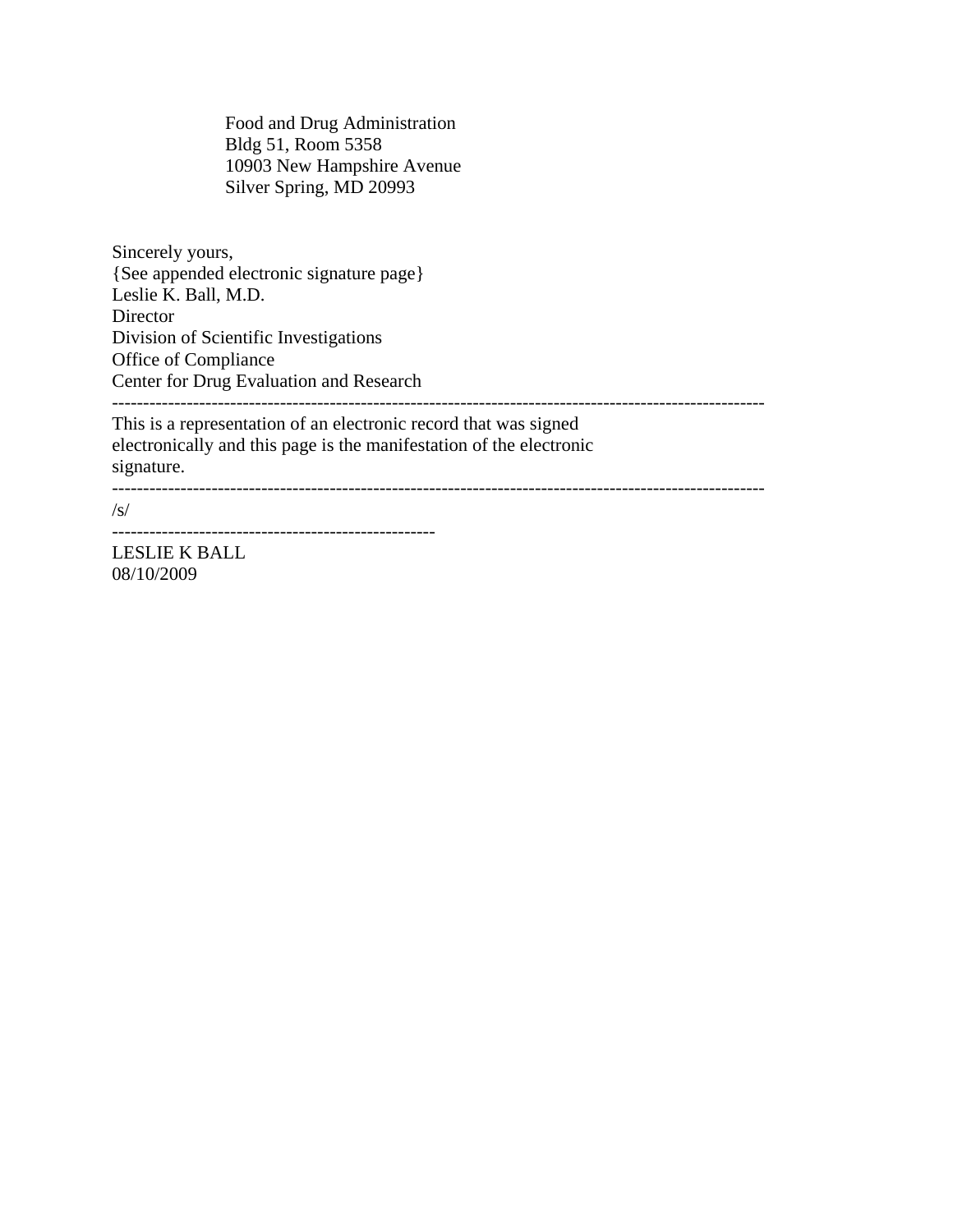Food and Drug Administration
Bldg 51, Room 5358
10903 New Hampshire Avenue
Silver Spring, MD 20993

Sincerely yours,
{See appended electronic signature page}
Leslie K. Ball, M.D.
Director
Division of Scientific Investigations
Office of Compliance
Center for Drug Evaluation and Research

---

This is a representation of an electronic record that was signed electronically and this page is the manifestation of the electronic signature.

---

/s/

---

LESLIE K BALL
08/10/2009